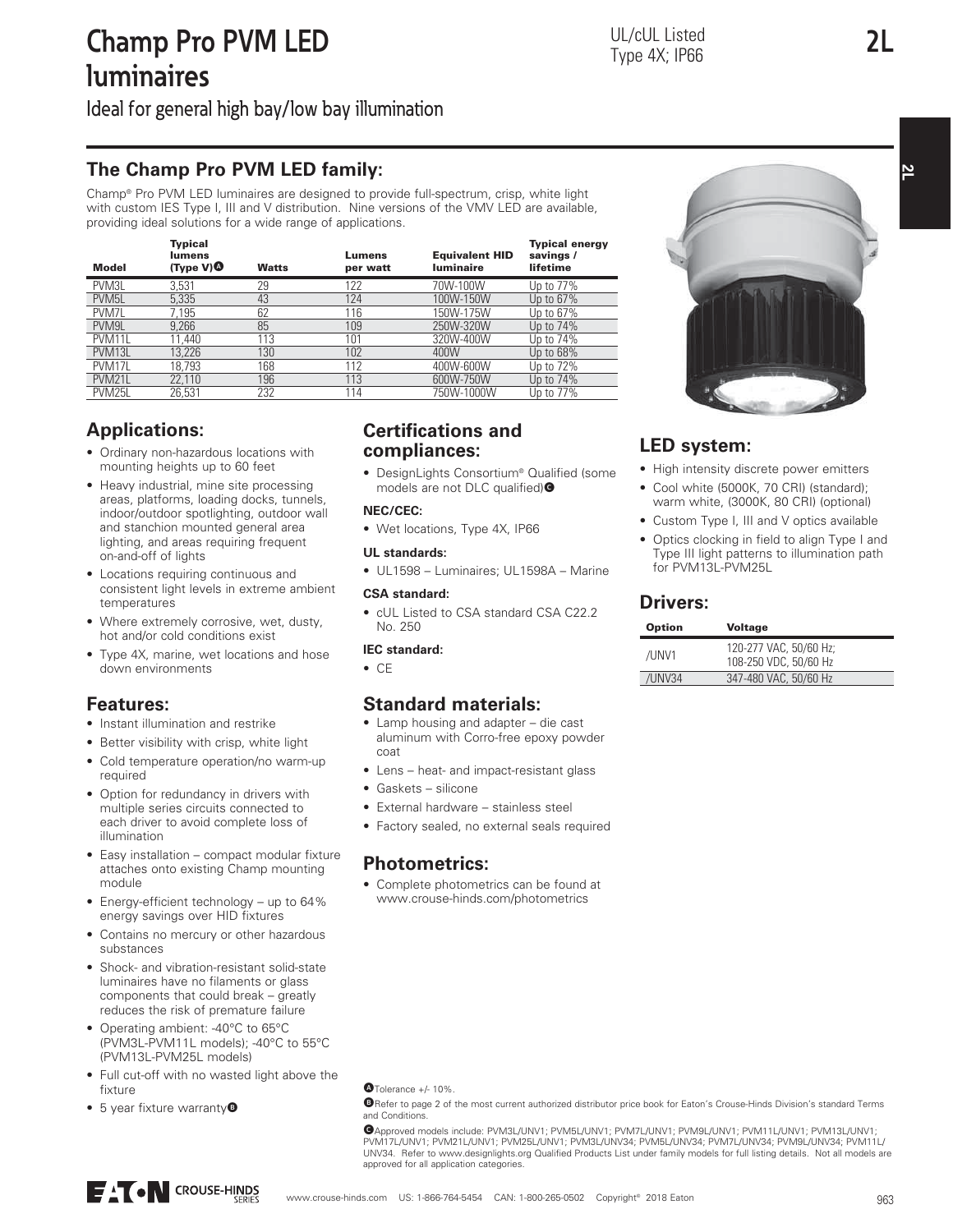# Champ Pro PVM LED luminaires

Ideal for general high bay/low bay illumination

UL/cUL Listed
Type 4X; IP66

## The Champ Pro PVM LED family:

Champ® Pro PVM LED luminaires are designed to provide full-spectrum, crisp, white light with custom IES Type I, III and V distribution. Nine versions of the VMV LED are available, providing ideal solutions for a wide range of applications.

| Model | Typical lumens (Type V)[A] | Watts | Lumens per watt | Equivalent HID luminaire | Typical energy savings / lifetime |
|---|---|---|---|---|---|
| PVM3L | 3,531 | 29 | 122 | 70W-100W | Up to 77% |
| PVM5L | 5,335 | 43 | 124 | 100W-150W | Up to 67% |
| PVM7L | 7,195 | 62 | 116 | 150W-175W | Up to 67% |
| PVM9L | 9,266 | 85 | 109 | 250W-320W | Up to 74% |
| PVM11L | 11,440 | 113 | 101 | 320W-400W | Up to 74% |
| PVM13L | 13,226 | 130 | 102 | 400W | Up to 68% |
| PVM17L | 18,793 | 168 | 112 | 400W-600W | Up to 72% |
| PVM21L | 22,110 | 196 | 113 | 600W-750W | Up to 74% |
| PVM25L | 26,531 | 232 | 114 | 750W-1000W | Up to 77% |

## Applications:

- Ordinary non-hazardous locations with mounting heights up to 60 feet
- Heavy industrial, mine site processing areas, platforms, loading docks, tunnels, indoor/outdoor spotlighting, outdoor wall and stanchion mounted general area lighting, and areas requiring frequent on-and-off of lights
- Locations requiring continuous and consistent light levels in extreme ambient temperatures
- Where extremely corrosive, wet, dusty, hot and/or cold conditions exist
- Type 4X, marine, wet locations and hose down environments

## Features:

- Instant illumination and restrike
- Better visibility with crisp, white light
- Cold temperature operation/no warm-up required
- Option for redundancy in drivers with multiple series circuits connected to each driver to avoid complete loss of illumination
- Easy installation – compact modular fixture attaches onto existing Champ mounting module
- Energy-efficient technology – up to 64% energy savings over HID fixtures
- Contains no mercury or other hazardous substances
- Shock- and vibration-resistant solid-state luminaires have no filaments or glass components that could break – greatly reduces the risk of premature failure
- Operating ambient: -40°C to 65°C (PVM3L-PVM11L models); -40°C to 55°C (PVM13L-PVM25L models)
- Full cut-off with no wasted light above the fixture
- 5 year fixture warranty[B]

## Certifications and compliances:

- DesignLights Consortium® Qualified (some models are not DLC qualified)[C]

**NEC/CEC:**

- Wet locations, Type 4X, IP66

**UL standards:**

- UL1598 – Luminaires; UL1598A – Marine

**CSA standard:**

- cUL Listed to CSA standard CSA C22.2 No. 250

**IEC standard:**

- CE

## Standard materials:

- Lamp housing and adapter – die cast aluminum with Corro-free epoxy powder coat
- Lens – heat- and impact-resistant glass
- Gaskets – silicone
- External hardware – stainless steel
- Factory sealed, no external seals required

## Photometrics:

- Complete photometrics can be found at www.crouse-hinds.com/photometrics

## LED system:

- High intensity discrete power emitters
- Cool white (5000K, 70 CRI) (standard); warm white, (3000K, 80 CRI) (optional)
- Custom Type I, III and V optics available
- Optics clocking in field to align Type I and Type III light patterns to illumination path for PVM13L-PVM25L

## Drivers:

| Option | Voltage |
|---|---|
| /UNV1 | 120-277 VAC, 50/60 Hz; 108-250 VDC, 50/60 Hz |
| /UNV34 | 347-480 VAC, 50/60 Hz |

[A] Tolerance +/- 10%.

[B] Refer to page 2 of the most current authorized distributor price book for Eaton's Crouse-Hinds Division's standard Terms and Conditions.

[C] Approved models include: PVM3L/UNV1; PVM5L/UNV1; PVM7L/UNV1; PVM9L/UNV1; PVM11L/UNV1; PVM13L/UNV1; PVM17L/UNV1; PVM21L/UNV1; PVM25L/UNV1; PVM3L/UNV34; PVM5L/UNV34; PVM7L/UNV34; PVM9L/UNV34; PVM11L/UNV34. Refer to www.designlights.org Qualified Products List under family models for full listing details. Not all models are approved for all application categories.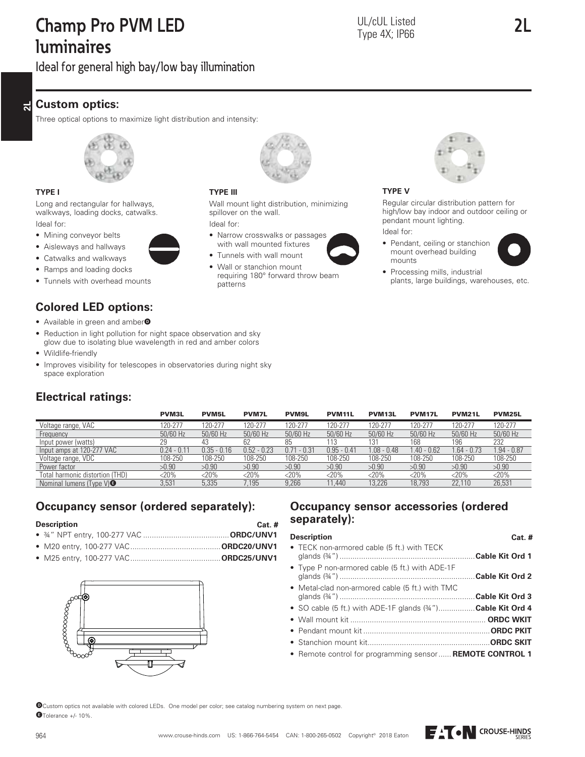# Champ Pro PVM LED luminaires

UL/cUL Listed
Type 4X; IP66

Ideal for general high bay/low bay illumination

## Custom optics:

Three optical options to maximize light distribution and intensity:

**TYPE I**

Long and rectangular for hallways, walkways, loading docks, catwalks.

Ideal for:

- Mining conveyor belts
- Aisleways and hallways
- Catwalks and walkways
- Ramps and loading docks
- Tunnels with overhead mounts

**TYPE III**

Wall mount light distribution, minimizing spillover on the wall.

Ideal for:

- Narrow crosswalks or passages with wall mounted fixtures
- Tunnels with wall mount
- Wall or stanchion mount requiring 180° forward throw beam patterns

**TYPE V**

Regular circular distribution pattern for high/low bay indoor and outdoor ceiling or pendant mount lighting.

Ideal for:

- Pendant, ceiling or stanchion mount overhead building mounts
- Processing mills, industrial plants, large buildings, warehouses, etc.

## Colored LED options:

- Available in green and amber[D]
- Reduction in light pollution for night space observation and sky glow due to isolating blue wavelength in red and amber colors
- Wildlife-friendly
- Improves visibility for telescopes in observatories during night sky space exploration

## Electrical ratings:

| | PVM3L | PVM5L | PVM7L | PVM9L | PVM11L | PVM13L | PVM17L | PVM21L | PVM25L |
|---|---|---|---|---|---|---|---|---|---|
| Voltage range, VAC | 120-277 | 120-277 | 120-277 | 120-277 | 120-277 | 120-277 | 120-277 | 120-277 | 120-277 |
| Frequency | 50/60 Hz | 50/60 Hz | 50/60 Hz | 50/60 Hz | 50/60 Hz | 50/60 Hz | 50/60 Hz | 50/60 Hz | 50/60 Hz |
| Input power (watts) | 29 | 43 | 62 | 85 | 113 | 131 | 168 | 196 | 232 |
| Input amps at 120-277 VAC | 0.24 - 0.11 | 0.35 - 0.16 | 0.52 - 0.23 | 0.71 - 0.31 | 0.95 - 0.41 | 1.08 - 0.48 | 1.40 - 0.62 | 1.64 - 0.73 | 1.94 - 0.87 |
| Voltage range, VDC | 108-250 | 108-250 | 108-250 | 108-250 | 108-250 | 108-250 | 108-250 | 108-250 | 108-250 |
| Power factor | >0.90 | >0.90 | >0.90 | >0.90 | >0.90 | >0.90 | >0.90 | >0.90 | >0.90 |
| Total harmonic distortion (THD) | <20% | <20% | <20% | <20% | <20% | <20% | <20% | <20% | <20% |
| Nominal lumens (Type V)[E] | 3,531 | 5,335 | 7,195 | 9,266 | 11,440 | 13,226 | 18,793 | 22,110 | 26,531 |

## Occupancy sensor (ordered separately):

| Description | Cat. # |
|---|---|
| • ¾" NPT entry, 100-277 VAC | **ORDC/UNV1** |
| • M20 entry, 100-277 VAC | **ORDC20/UNV1** |
| • M25 entry, 100-277 VAC | **ORDC25/UNV1** |

## Occupancy sensor accessories (ordered separately):

| Description | Cat. # |
|---|---|
| • TECK non-armored cable (5 ft.) with TECK glands (¾") | **Cable Kit Ord 1** |
| • Type P non-armored cable (5 ft.) with ADE-1F glands (¾") | **Cable Kit Ord 2** |
| • Metal-clad non-armored cable (5 ft.) with TMC glands (¾") | **Cable Kit Ord 3** |
| • SO cable (5 ft.) with ADE-1F glands (¾") | **Cable Kit Ord 4** |
| • Wall mount kit | **ORDC WKIT** |
| • Pendant mount kit | **ORDC PKIT** |
| • Stanchion mount kit | **ORDC SKIT** |
| • Remote control for programming sensor | **REMOTE CONTROL 1** |

[D] Custom optics not available with colored LEDs. One model per color; see catalog numbering system on next page.

[E] Tolerance +/- 10%.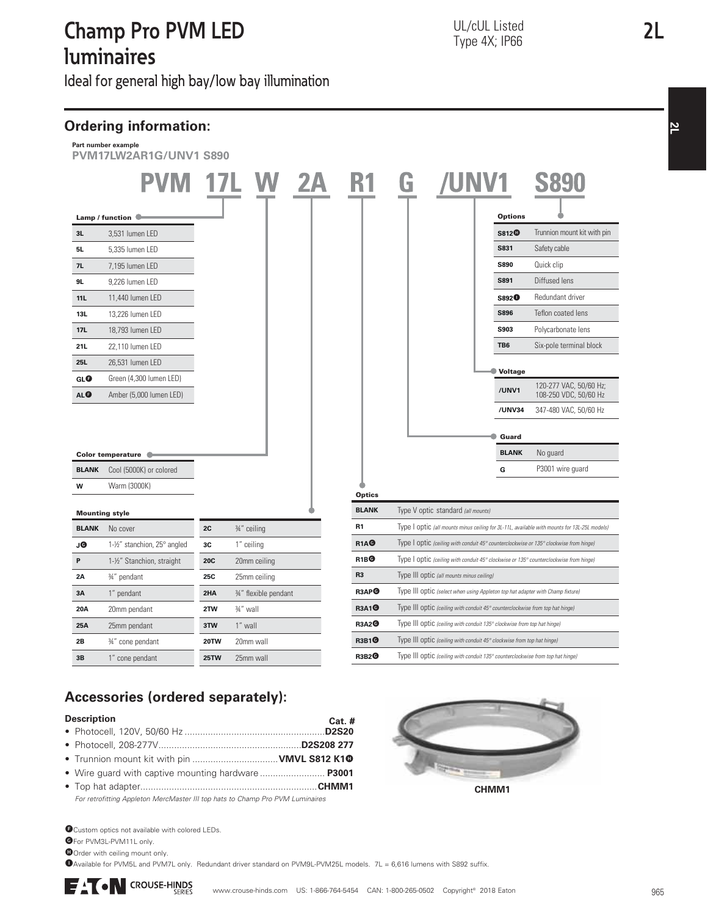# Champ Pro PVM LED luminaires

Ideal for general high bay/low bay illumination

UL/cUL Listed
Type 4X; IP66

## Ordering information:

**Part number example**
**PVM17LW2AR1G/UNV1 S890**

**PVM 17L W 2A R1 G /UNV1 S890**

**Lamp / function**

| Code | Description |
|---|---|
| 3L | 3,531 lumen LED |
| 5L | 5,335 lumen LED |
| 7L | 7,195 lumen LED |
| 9L | 9,226 lumen LED |
| 11L | 11,440 lumen LED |
| 13L | 13,226 lumen LED |
| 17L | 18,793 lumen LED |
| 21L | 22,110 lumen LED |
| 25L | 26,531 lumen LED |
| GL[F] | Green (4,300 lumen LED) |
| AL[F] | Amber (5,000 lumen LED) |

**Color temperature**

| Code | Description |
|---|---|
| BLANK | Cool (5000K) or colored |
| W | Warm (3000K) |

**Mounting style**

| Code | Description | Code | Description |
|---|---|---|---|
| BLANK | No cover | 2C | ¾" ceiling |
| J[G] | 1-½" stanchion, 25° angled | 3C | 1" ceiling |
| P | 1-½" Stanchion, straight | 20C | 20mm ceiling |
| 2A | ¾" pendant | 25C | 25mm ceiling |
| 3A | 1" pendant | 2HA | ¾" flexible pendant |
| 20A | 20mm pendant | 2TW | ¾" wall |
| 25A | 25mm pendant | 3TW | 1" wall |
| 2B | ¾" cone pendant | 20TW | 20mm wall |
| 3B | 1" cone pendant | 25TW | 25mm wall |

**Optics**

| Code | Description |
|---|---|
| BLANK | Type V optic standard *(all mounts)* |
| R1 | Type I optic *(all mounts minus ceiling for 3L-11L, available with mounts for 13L-25L models)* |
| R1A[G] | Type I optic *(ceiling with conduit 45° counterclockwise or 135° clockwise from hinge)* |
| R1B[G] | Type I optic *(ceiling with conduit 45° clockwise or 135° counterclockwise from hinge)* |
| R3 | Type III optic *(all mounts minus ceiling)* |
| R3AP[G] | Type III optic *(select when using Appleton top hat adapter with Champ fixture)* |
| R3A1[G] | Type III optic *(ceiling with conduit 45° counterclockwise from top hat hinge)* |
| R3A2[G] | Type III optic *(ceiling with conduit 135° clockwise from top hat hinge)* |
| R3B1[G] | Type III optic *(ceiling with conduit 45° clockwise from top hat hinge)* |
| R3B2[G] | Type III optic *(ceiling with conduit 135° counterclockwise from top hat hinge)* |

**Options**

| Code | Description |
|---|---|
| S812[H] | Trunnion mount kit with pin |
| S831 | Safety cable |
| S890 | Quick clip |
| S891 | Diffused lens |
| S892[I] | Redundant driver |
| S896 | Teflon coated lens |
| S903 | Polycarbonate lens |
| TB6 | Six-pole terminal block |

**Voltage**

| Code | Description |
|---|---|
| /UNV1 | 120-277 VAC, 50/60 Hz; 108-250 VDC, 50/60 Hz |
| /UNV34 | 347-480 VAC, 50/60 Hz |

**Guard**

| Code | Description |
|---|---|
| BLANK | No guard |
| G | P3001 wire guard |

## Accessories (ordered separately):

| Description | Cat. # |
|---|---|
| • Photocell, 120V, 50/60 Hz | D2S20 |
| • Photocell, 208-277V | D2S208 277 |
| • Trunnion mount kit with pin | VMVL S812 K1[H] |
| • Wire guard with captive mounting hardware | P3001 |
| • Top hat adapter | CHMM1 |

*For retrofitting Appleton MercMaster III top hats to Champ Pro PVM Luminaires*

CHMM1

[F] Custom optics not available with colored LEDs.

[G] For PVM3L-PVM11L only.

[H] Order with ceiling mount only.

[I] Available for PVM5L and PVM7L only. Redundant driver standard on PVM9L-PVM25L models. 7L = 6,616 lumens with S892 suffix.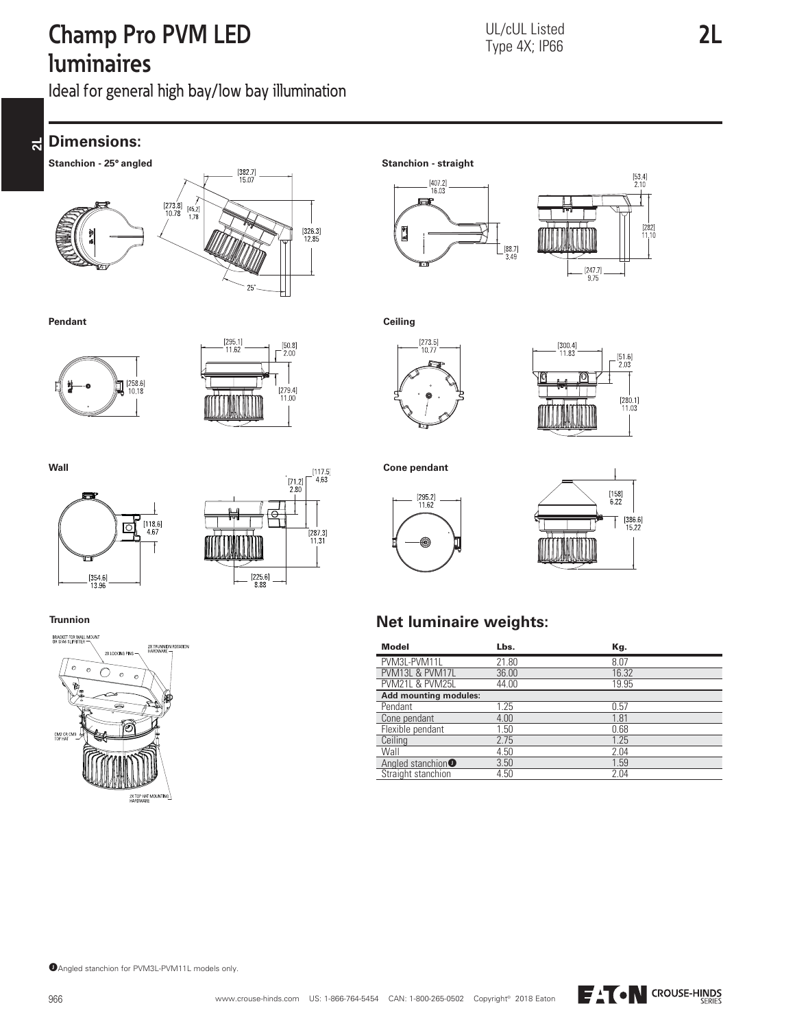# Champ Pro PVM LED luminaires

UL/cUL Listed
Type 4X; IP66

Ideal for general high bay/low bay illumination

## Dimensions:

**Stanchion - 25° angled**

[382.7]
15.07

[273.8]
10.78

[45.2]
1.78

[326.3]
12.85

25°

**Stanchion - straight**

[407.2]
16.03

[88.7]
3.49

[53.4]
2.10

[282]
11.10

[247.7]
9.75

**Pendant**

[258.6]
10.18

[295.1]
11.62

[50.8]
2.00

[279.4]
11.00

**Ceiling**

[273.5]
10.77

[300.4]
11.83

[51.6]
2.03

[280.1]
11.03

**Wall**

[118.6]
4.67

[354.6]
13.96

[117.5]
4.63

[71.2]
2.80

[287.3]
11.31

[225.6]
8.88

**Cone pendant**

[295.2]
11.62

[158]
6.22

[386.6]
15.22

**Trunnion**

BRACKET FOR WALL MOUNT OR SIMA SLIPFITTER

2X LOCKING PINS

2X TRUNNION ROTATION HARDWARE

CM2 OR CM3 TOP HAT

2X TOP HAT MOUNTING HARDWARE

## Net luminaire weights:

| Model | Lbs. | Kg. |
|---|---|---|
| PVM3L-PVM11L | 21.80 | 8.07 |
| PVM13L & PVM17L | 36.00 | 16.32 |
| PVM21L & PVM25L | 44.00 | 19.95 |
| **Add mounting modules:** | | |
| Pendant | 1.25 | 0.57 |
| Cone pendant | 4.00 | 1.81 |
| Flexible pendant | 1.50 | 0.68 |
| Ceiling | 2.75 | 1.25 |
| Wall | 4.50 | 2.04 |
| Angled stanchion [1] | 3.50 | 1.59 |
| Straight stanchion | 4.50 | 2.04 |

[1] Angled stanchion for PVM3L-PVM11L models only.